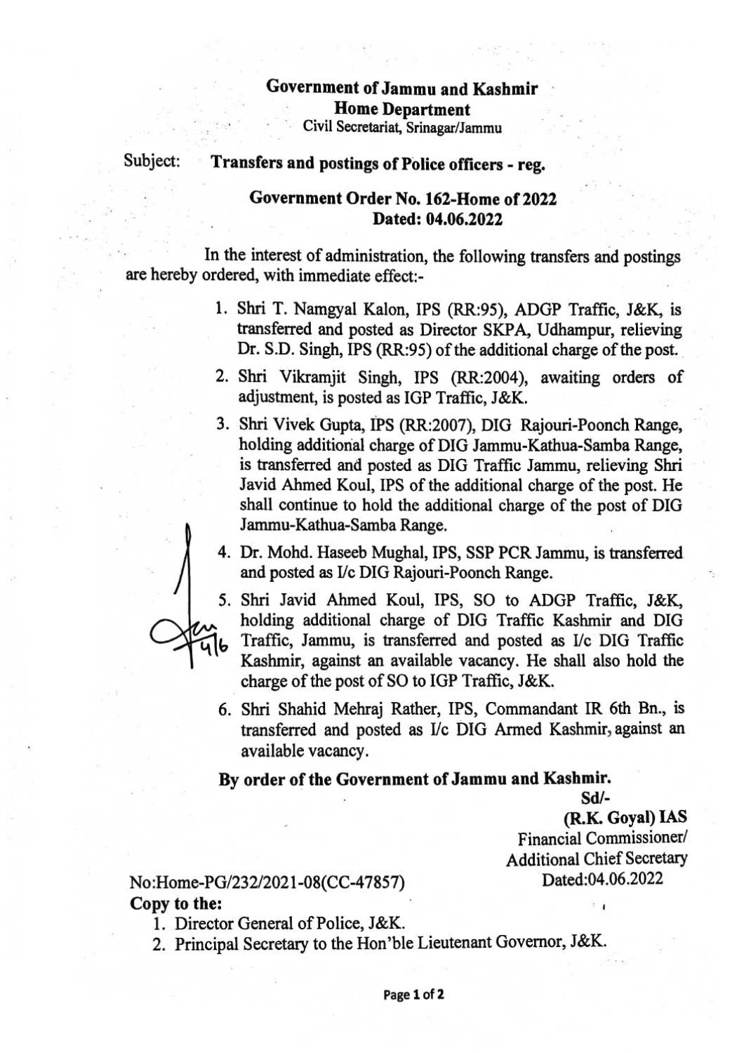**Government of Jammu and Kashmir**
**Home Department**
Civil Secretariat, Srinagar/Jammu

Subject: **Transfers and postings of Police officers - reg.**

**Government Order No. 162-Home of 2022**
**Dated: 04.06.2022**

In the interest of administration, the following transfers and postings are hereby ordered, with immediate effect:-

1. Shri T. Namgyal Kalon, IPS (RR:95), ADGP Traffic, J&K, is transferred and posted as Director SKPA, Udhampur, relieving Dr. S.D. Singh, IPS (RR:95) of the additional charge of the post.
2. Shri Vikramjit Singh, IPS (RR:2004), awaiting orders of adjustment, is posted as IGP Traffic, J&K.
3. Shri Vivek Gupta, IPS (RR:2007), DIG Rajouri-Poonch Range, holding additional charge of DIG Jammu-Kathua-Samba Range, is transferred and posted as DIG Traffic Jammu, relieving Shri Javid Ahmed Koul, IPS of the additional charge of the post. He shall continue to hold the additional charge of the post of DIG Jammu-Kathua-Samba Range.
4. Dr. Mohd. Haseeb Mughal, IPS, SSP PCR Jammu, is transferred and posted as I/c DIG Rajouri-Poonch Range.
5. Shri Javid Ahmed Koul, IPS, SO to ADGP Traffic, J&K, holding additional charge of DIG Traffic Kashmir and DIG Traffic, Jammu, is transferred and posted as I/c DIG Traffic Kashmir, against an available vacancy. He shall also hold the charge of the post of SO to IGP Traffic, J&K.
6. Shri Shahid Mehraj Rather, IPS, Commandant IR 6th Bn., is transferred and posted as I/c DIG Armed Kashmir, against an available vacancy.

**By order of the Government of Jammu and Kashmir.**

Sd/-
**(R.K. Goyal) IAS**
Financial Commissioner/
Additional Chief Secretary
Dated:04.06.2022

No:Home-PG/232/2021-08(CC-47857)

**Copy to the:**

1. Director General of Police, J&K.
2. Principal Secretary to the Hon'ble Lieutenant Governor, J&K.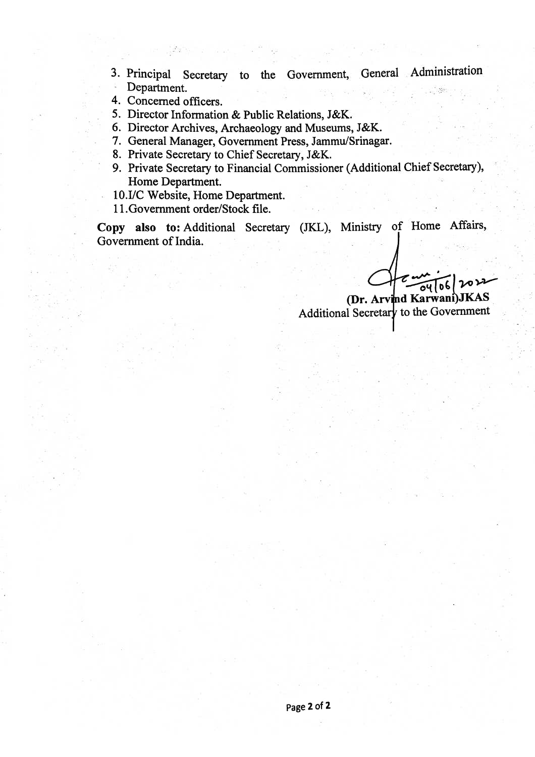3. Principal Secretary to the Government, General Administration Department.
4. Concerned officers.
5. Director Information & Public Relations, J&K.
6. Director Archives, Archaeology and Museums, J&K.
7. General Manager, Government Press, Jammu/Srinagar.
8. Private Secretary to Chief Secretary, J&K.
9. Private Secretary to Financial Commissioner (Additional Chief Secretary), Home Department.
10. I/C Website, Home Department.
11. Government order/Stock file.

**Copy also to:** Additional Secretary (JKL), Ministry of Home Affairs, Government of India.

04/06/2022

**(Dr. Arvind Karwani)JKAS**
Additional Secretary to the Government